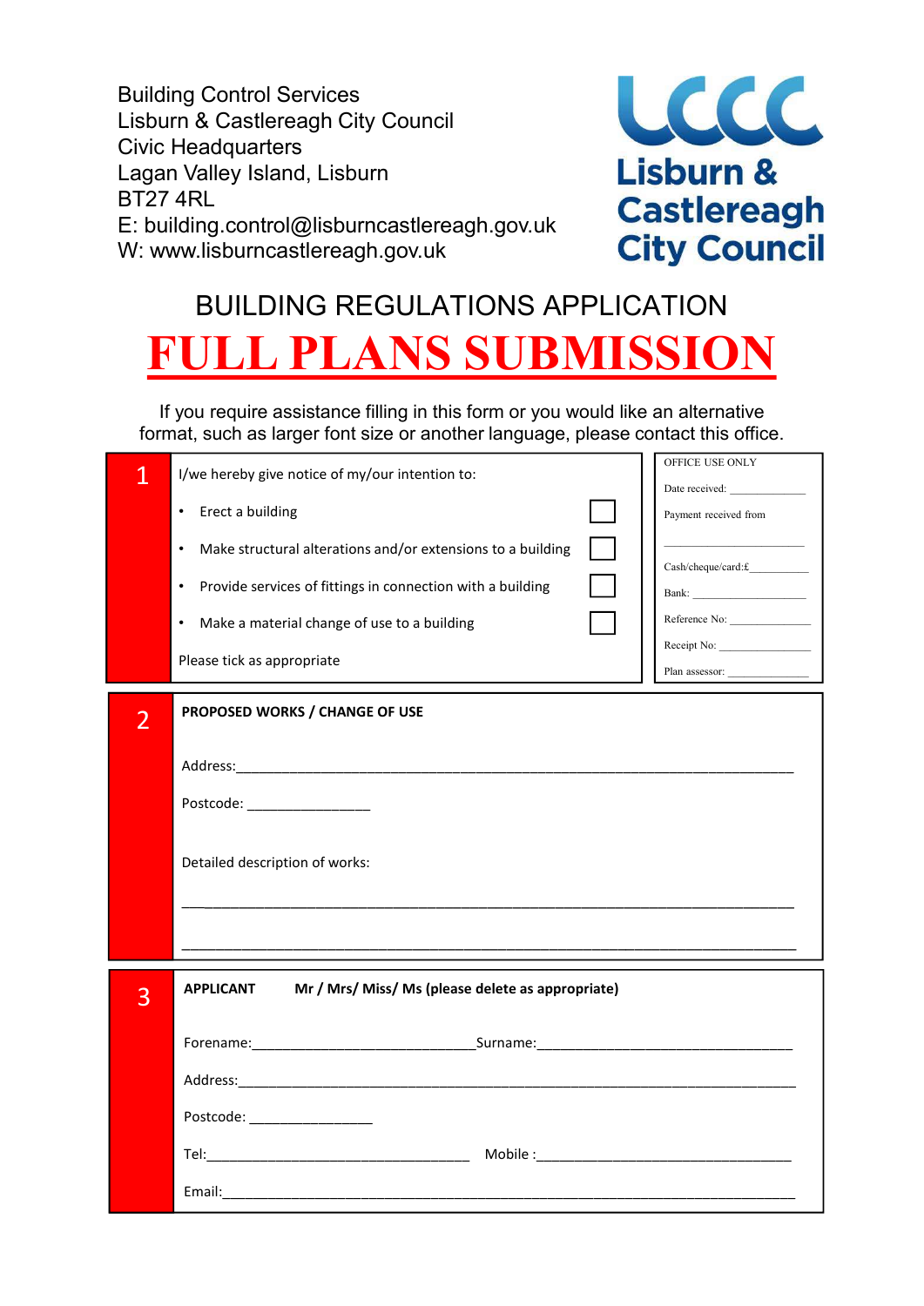Building Control Services
Lisburn & Castlereagh City Council
Civic Headquarters
Lagan Valley Island, Lisburn
BT27 4RL
E: building.control@lisburncastlereagh.gov.uk
W: www.lisburncastlereagh.gov.uk

LCCC Lisburn & Castlereagh City Council

# BUILDING REGULATIONS APPLICATION

# FULL PLANS SUBMISSION

If you require assistance filling in this form or you would like an alternative format, such as larger font size or another language, please contact this office.

## 1

I/we hereby give notice of my/our intention to:

- Erect a building ☐
- Make structural alterations and/or extensions to a building ☐
- Provide services of fittings in connection with a building ☐
- Make a material change of use to a building ☐

Please tick as appropriate

OFFICE USE ONLY

Date received: ____________

Payment received from

____________________

Cash/cheque/card:£__________

Bank: ______________

Reference No: ____________

Receipt No: ______________

Plan assessor: ____________

## 2

**PROPOSED WORKS / CHANGE OF USE**

Address:____________________________________________________________

Postcode: _______________

Detailed description of works:

____________________________________________________________________

____________________________________________________________________

## 3

**APPLICANT Mr / Mrs/ Miss/ Ms (please delete as appropriate)**

Forename:____________________________Surname:______________________________

Address:____________________________________________________________

Postcode: _______________

Tel:_________________________________ Mobile :______________________________

Email:______________________________________________________________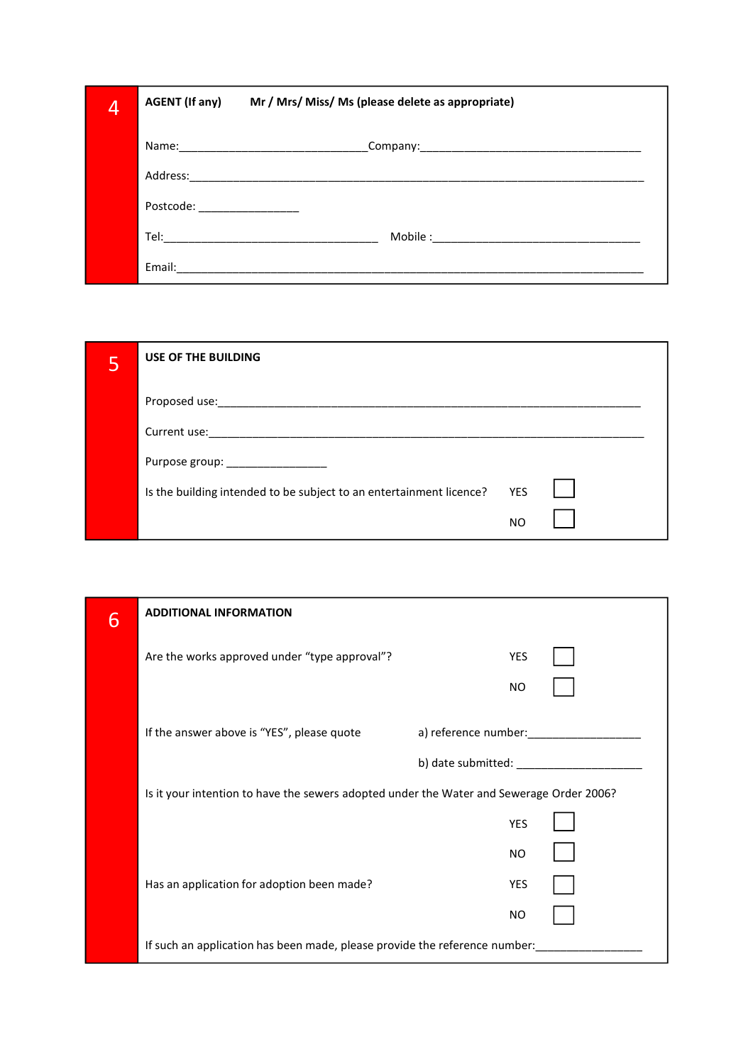## 4 AGENT (If any) Mr / Mrs/ Miss/ Ms (please delete as appropriate)

Name:______________________________Company:____________________________________

Address:___________________________________________________________________________

Postcode: ________________

Tel:___________________________________ Mobile :__________________________________

Email:_____________________________________________________________________________

## 5 USE OF THE BUILDING

Proposed use:______________________________________________________________________

Current use:_______________________________________________________________________

Purpose group: ________________

Is the building intended to be subject to an entertainment licence? YES ☐ NO ☐

## 6 ADDITIONAL INFORMATION

Are the works approved under "type approval"? YES ☐ NO ☐

If the answer above is "YES", please quote a) reference number:__________________

b) date submitted: ____________________

Is it your intention to have the sewers adopted under the Water and Sewerage Order 2006?

YES ☐ NO ☐

Has an application for adoption been made? YES ☐ NO ☐

If such an application has been made, please provide the reference number:_________________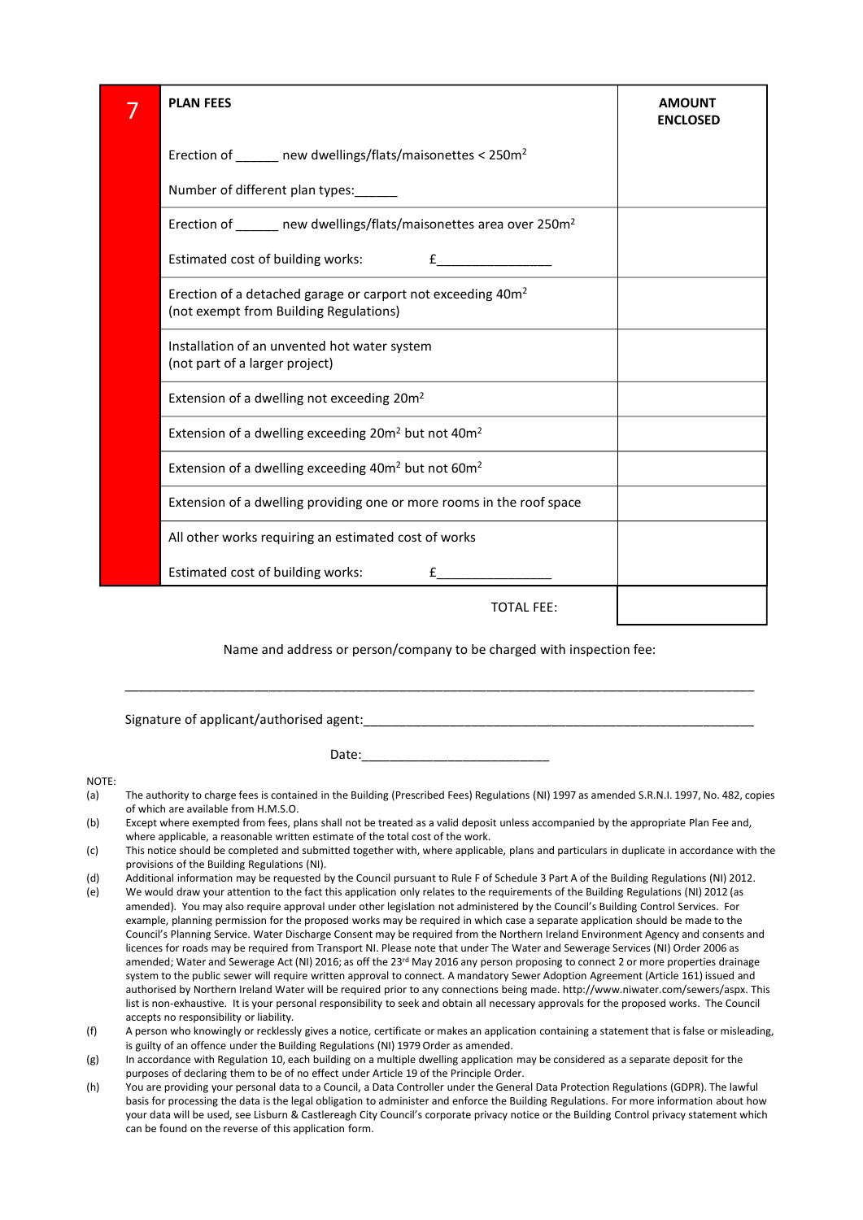| 7 | PLAN FEES | AMOUNT ENCLOSED |
|---|---|---|
| | Erection of ______ new dwellings/flats/maisonettes < 250m² <br><br> Number of different plan types:______ | |
| | Erection of ______ new dwellings/flats/maisonettes area over 250m² <br><br> Estimated cost of building works: £________________ | |
| | Erection of a detached garage or carport not exceeding 40m² (not exempt from Building Regulations) | |
| | Installation of an unvented hot water system (not part of a larger project) | |
| | Extension of a dwelling not exceeding 20m² | |
| | Extension of a dwelling exceeding 20m² but not 40m² | |
| | Extension of a dwelling exceeding 40m² but not 60m² | |
| | Extension of a dwelling providing one or more rooms in the roof space | |
| | All other works requiring an estimated cost of works <br><br> Estimated cost of building works: £________________ | |
| | TOTAL FEE: | |

Name and address or person/company to be charged with inspection fee:

___________________________________________________________________________________________

Signature of applicant/authorised agent:_______________________________________________________

Date:__________________________

NOTE:

(a) The authority to charge fees is contained in the Building (Prescribed Fees) Regulations (NI) 1997 as amended S.R.N.I. 1997, No. 482, copies of which are available from H.M.S.O.

(b) Except where exempted from fees, plans shall not be treated as a valid deposit unless accompanied by the appropriate Plan Fee and, where applicable, a reasonable written estimate of the total cost of the work.

(c) This notice should be completed and submitted together with, where applicable, plans and particulars in duplicate in accordance with the provisions of the Building Regulations (NI).

(d) Additional information may be requested by the Council pursuant to Rule F of Schedule 3 Part A of the Building Regulations (NI) 2012.

(e) We would draw your attention to the fact this application only relates to the requirements of the Building Regulations (NI) 2012 (as amended). You may also require approval under other legislation not administered by the Council's Building Control Services. For example, planning permission for the proposed works may be required in which case a separate application should be made to the Council's Planning Service. Water Discharge Consent may be required from the Northern Ireland Environment Agency and consents and licences for roads may be required from Transport NI. Please note that under The Water and Sewerage Services (NI) Order 2006 as amended; Water and Sewerage Act (NI) 2016; as off the 23rd May 2016 any person proposing to connect 2 or more properties drainage system to the public sewer will require written approval to connect. A mandatory Sewer Adoption Agreement (Article 161) issued and authorised by Northern Ireland Water will be required prior to any connections being made. http://www.niwater.com/sewers/aspx. This list is non-exhaustive. It is your personal responsibility to seek and obtain all necessary approvals for the proposed works. The Council accepts no responsibility or liability.

(f) A person who knowingly or recklessly gives a notice, certificate or makes an application containing a statement that is false or misleading, is guilty of an offence under the Building Regulations (NI) 1979 Order as amended.

(g) In accordance with Regulation 10, each building on a multiple dwelling application may be considered as a separate deposit for the purposes of declaring them to be of no effect under Article 19 of the Principle Order.

(h) You are providing your personal data to a Council, a Data Controller under the General Data Protection Regulations (GDPR). The lawful basis for processing the data is the legal obligation to administer and enforce the Building Regulations. For more information about how your data will be used, see Lisburn & Castlereagh City Council's corporate privacy notice or the Building Control privacy statement which can be found on the reverse of this application form.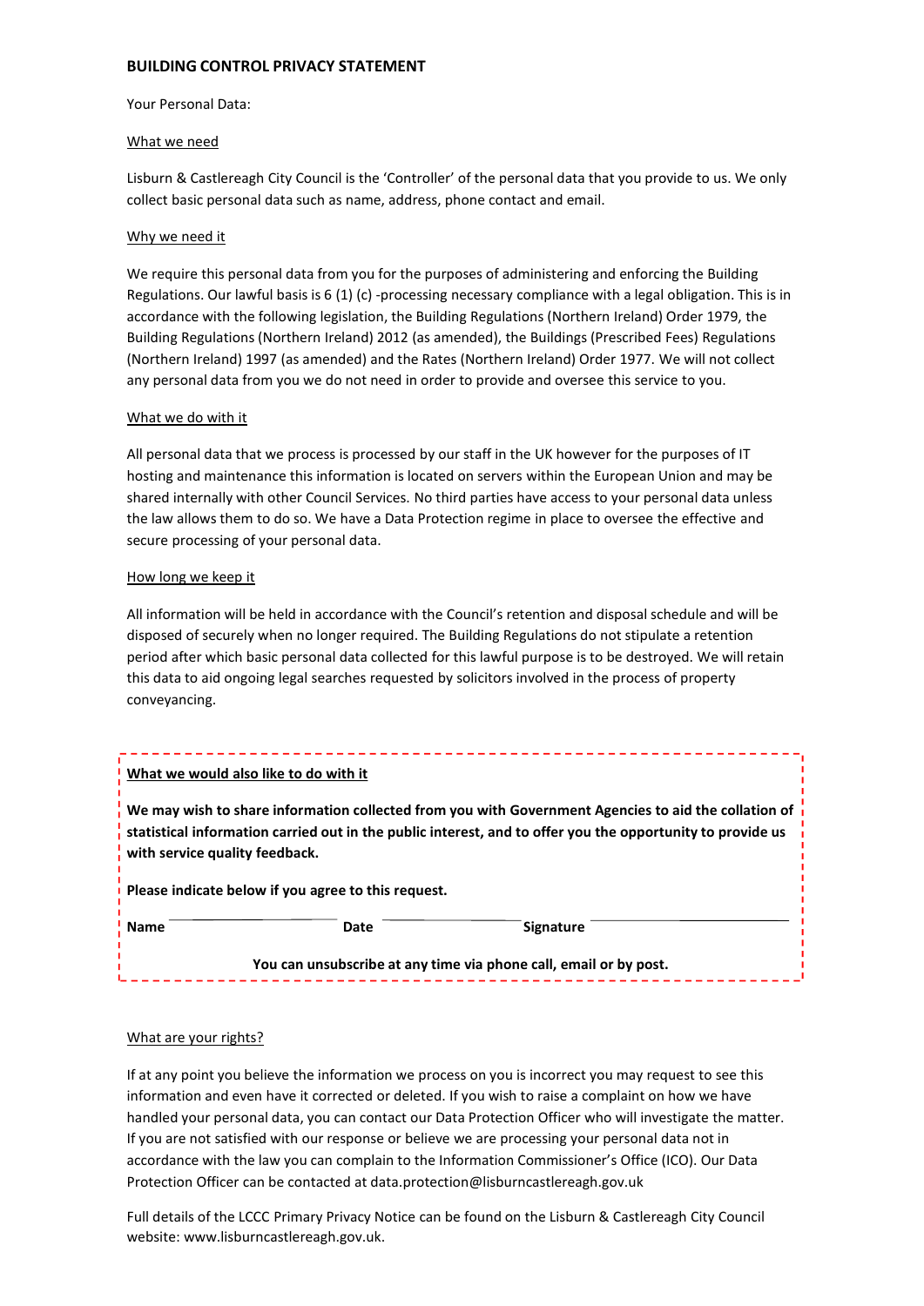## BUILDING CONTROL PRIVACY STATEMENT

Your Personal Data:

What we need

Lisburn & Castlereagh City Council is the 'Controller' of the personal data that you provide to us. We only collect basic personal data such as name, address, phone contact and email.

Why we need it

We require this personal data from you for the purposes of administering and enforcing the Building Regulations. Our lawful basis is 6 (1) (c) -processing necessary compliance with a legal obligation. This is in accordance with the following legislation, the Building Regulations (Northern Ireland) Order 1979, the Building Regulations (Northern Ireland) 2012 (as amended), the Buildings (Prescribed Fees) Regulations (Northern Ireland) 1997 (as amended) and the Rates (Northern Ireland) Order 1977. We will not collect any personal data from you we do not need in order to provide and oversee this service to you.

What we do with it

All personal data that we process is processed by our staff in the UK however for the purposes of IT hosting and maintenance this information is located on servers within the European Union and may be shared internally with other Council Services. No third parties have access to your personal data unless the law allows them to do so. We have a Data Protection regime in place to oversee the effective and secure processing of your personal data.

How long we keep it

All information will be held in accordance with the Council's retention and disposal schedule and will be disposed of securely when no longer required. The Building Regulations do not stipulate a retention period after which basic personal data collected for this lawful purpose is to be destroyed. We will retain this data to aid ongoing legal searches requested by solicitors involved in the process of property conveyancing.

**What we would also like to do with it**

**We may wish to share information collected from you with Government Agencies to aid the collation of statistical information carried out in the public interest, and to offer you the opportunity to provide us with service quality feedback.**

**Please indicate below if you agree to this request.**

**Name** ____________ **Date** ____________ **Signature** ____________

**You can unsubscribe at any time via phone call, email or by post.**

What are your rights?

If at any point you believe the information we process on you is incorrect you may request to see this information and even have it corrected or deleted. If you wish to raise a complaint on how we have handled your personal data, you can contact our Data Protection Officer who will investigate the matter. If you are not satisfied with our response or believe we are processing your personal data not in accordance with the law you can complain to the Information Commissioner's Office (ICO). Our Data Protection Officer can be contacted at data.protection@lisburncastlereagh.gov.uk

Full details of the LCCC Primary Privacy Notice can be found on the Lisburn & Castlereagh City Council website: www.lisburncastlereagh.gov.uk.